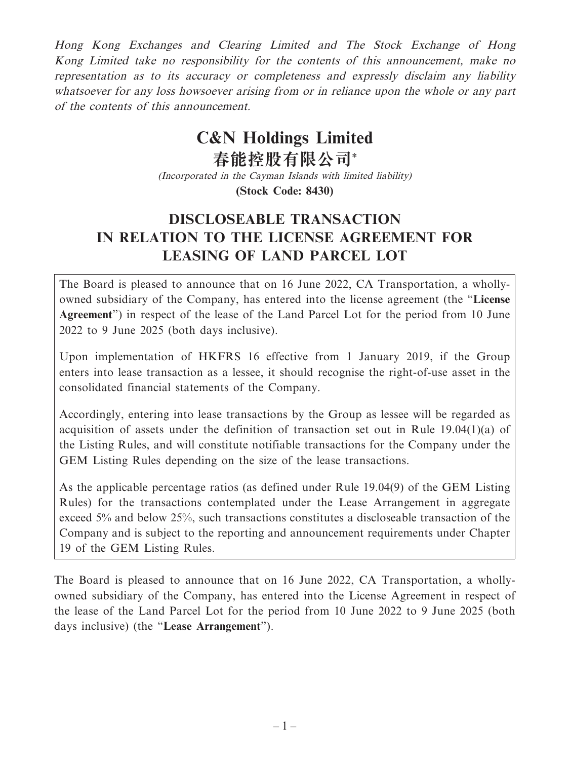*Hong Kong Exchanges and Clearing Limited and The Stock Exchange of Hong Kong Limited take no responsibility for the contents of this announcement, make no representation as to its accuracy or completeness and expressly disclaim any liability whatsoever for any loss howsoever arising from or in reliance upon the whole or any part of the contents of this announcement.*

# C&N Holdings Limited
# 春能控股有限公司*

*(Incorporated in the Cayman Islands with limited liability)*

**(Stock Code: 8430)**

## DISCLOSEABLE TRANSACTION IN RELATION TO THE LICENSE AGREEMENT FOR LEASING OF LAND PARCEL LOT

The Board is pleased to announce that on 16 June 2022, CA Transportation, a wholly-owned subsidiary of the Company, has entered into the license agreement (the "**License Agreement**") in respect of the lease of the Land Parcel Lot for the period from 10 June 2022 to 9 June 2025 (both days inclusive).

Upon implementation of HKFRS 16 effective from 1 January 2019, if the Group enters into lease transaction as a lessee, it should recognise the right-of-use asset in the consolidated financial statements of the Company.

Accordingly, entering into lease transactions by the Group as lessee will be regarded as acquisition of assets under the definition of transaction set out in Rule 19.04(1)(a) of the Listing Rules, and will constitute notifiable transactions for the Company under the GEM Listing Rules depending on the size of the lease transactions.

As the applicable percentage ratios (as defined under Rule 19.04(9) of the GEM Listing Rules) for the transactions contemplated under the Lease Arrangement in aggregate exceed 5% and below 25%, such transactions constitutes a discloseable transaction of the Company and is subject to the reporting and announcement requirements under Chapter 19 of the GEM Listing Rules.

The Board is pleased to announce that on 16 June 2022, CA Transportation, a wholly-owned subsidiary of the Company, has entered into the License Agreement in respect of the lease of the Land Parcel Lot for the period from 10 June 2022 to 9 June 2025 (both days inclusive) (the "**Lease Arrangement**").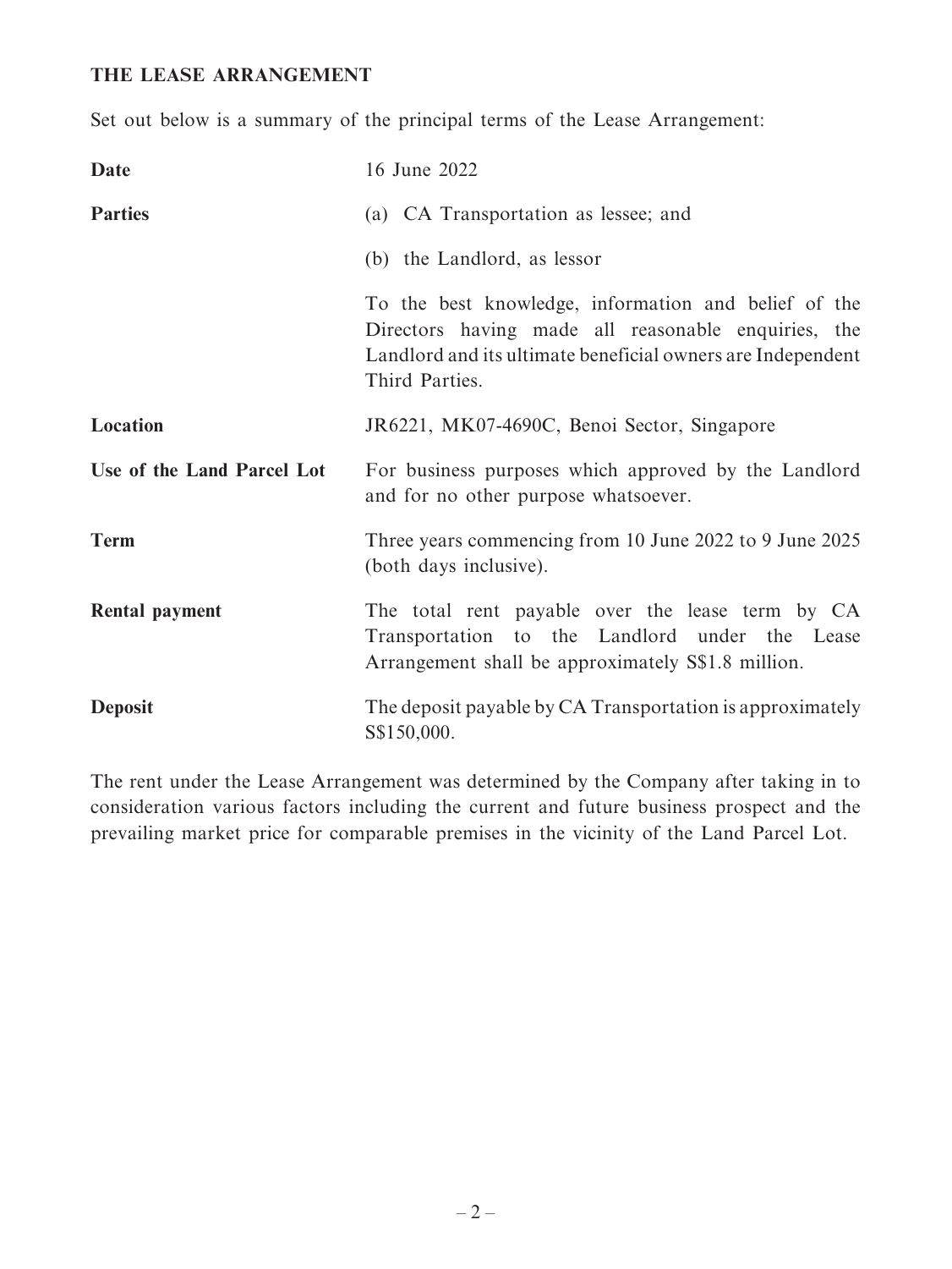## THE LEASE ARRANGEMENT

Set out below is a summary of the principal terms of the Lease Arrangement:

| | |
|---|---|
| **Date** | 16 June 2022 |
| **Parties** | (a) CA Transportation as lessee; and<br>(b) the Landlord, as lessor<br>To the best knowledge, information and belief of the Directors having made all reasonable enquiries, the Landlord and its ultimate beneficial owners are Independent Third Parties. |
| **Location** | JR6221, MK07-4690C, Benoi Sector, Singapore |
| **Use of the Land Parcel Lot** | For business purposes which approved by the Landlord and for no other purpose whatsoever. |
| **Term** | Three years commencing from 10 June 2022 to 9 June 2025 (both days inclusive). |
| **Rental payment** | The total rent payable over the lease term by CA Transportation to the Landlord under the Lease Arrangement shall be approximately S$1.8 million. |
| **Deposit** | The deposit payable by CA Transportation is approximately S$150,000. |

The rent under the Lease Arrangement was determined by the Company after taking in to consideration various factors including the current and future business prospect and the prevailing market price for comparable premises in the vicinity of the Land Parcel Lot.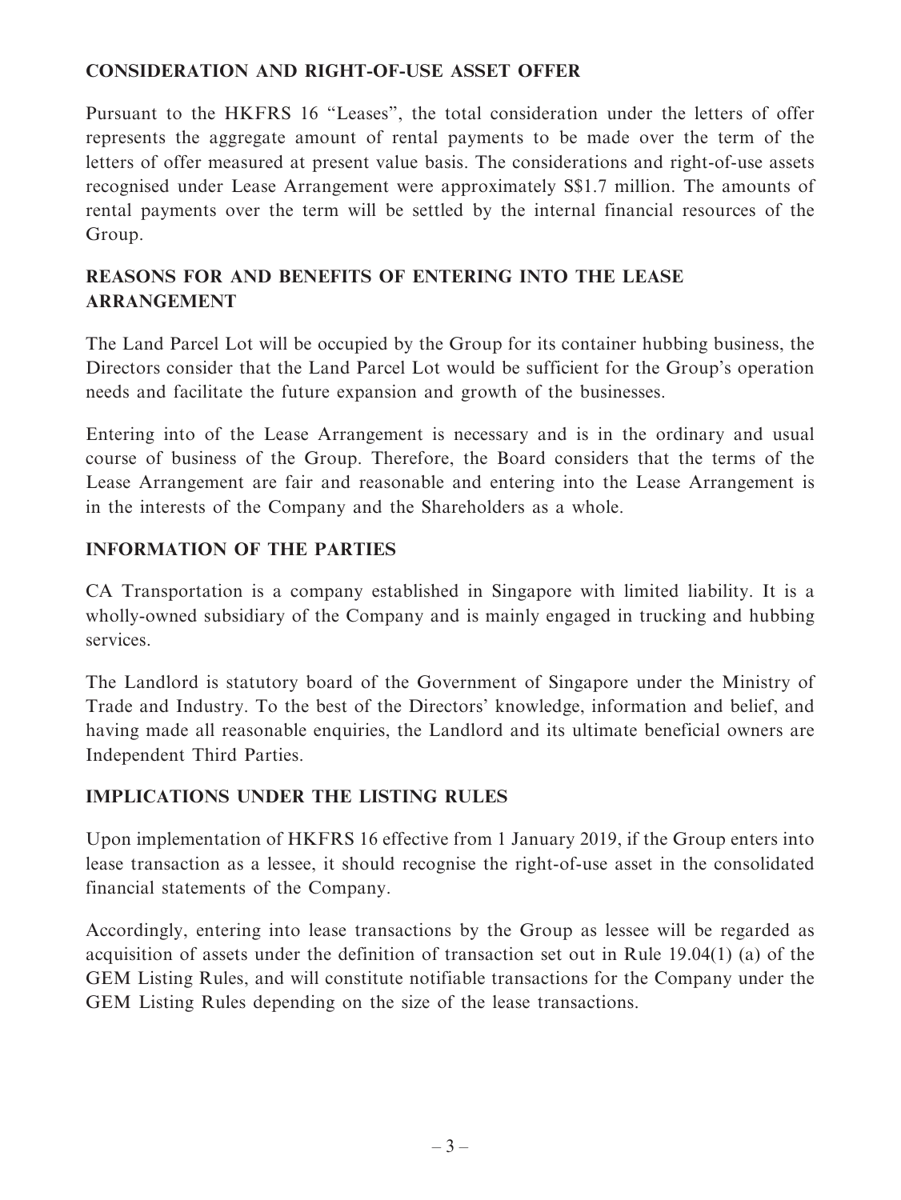## CONSIDERATION AND RIGHT-OF-USE ASSET OFFER

Pursuant to the HKFRS 16 "Leases", the total consideration under the letters of offer represents the aggregate amount of rental payments to be made over the term of the letters of offer measured at present value basis. The considerations and right-of-use assets recognised under Lease Arrangement were approximately S$1.7 million. The amounts of rental payments over the term will be settled by the internal financial resources of the Group.

## REASONS FOR AND BENEFITS OF ENTERING INTO THE LEASE ARRANGEMENT

The Land Parcel Lot will be occupied by the Group for its container hubbing business, the Directors consider that the Land Parcel Lot would be sufficient for the Group's operation needs and facilitate the future expansion and growth of the businesses.

Entering into of the Lease Arrangement is necessary and is in the ordinary and usual course of business of the Group. Therefore, the Board considers that the terms of the Lease Arrangement are fair and reasonable and entering into the Lease Arrangement is in the interests of the Company and the Shareholders as a whole.

## INFORMATION OF THE PARTIES

CA Transportation is a company established in Singapore with limited liability. It is a wholly-owned subsidiary of the Company and is mainly engaged in trucking and hubbing services.

The Landlord is statutory board of the Government of Singapore under the Ministry of Trade and Industry. To the best of the Directors' knowledge, information and belief, and having made all reasonable enquiries, the Landlord and its ultimate beneficial owners are Independent Third Parties.

## IMPLICATIONS UNDER THE LISTING RULES

Upon implementation of HKFRS 16 effective from 1 January 2019, if the Group enters into lease transaction as a lessee, it should recognise the right-of-use asset in the consolidated financial statements of the Company.

Accordingly, entering into lease transactions by the Group as lessee will be regarded as acquisition of assets under the definition of transaction set out in Rule 19.04(1) (a) of the GEM Listing Rules, and will constitute notifiable transactions for the Company under the GEM Listing Rules depending on the size of the lease transactions.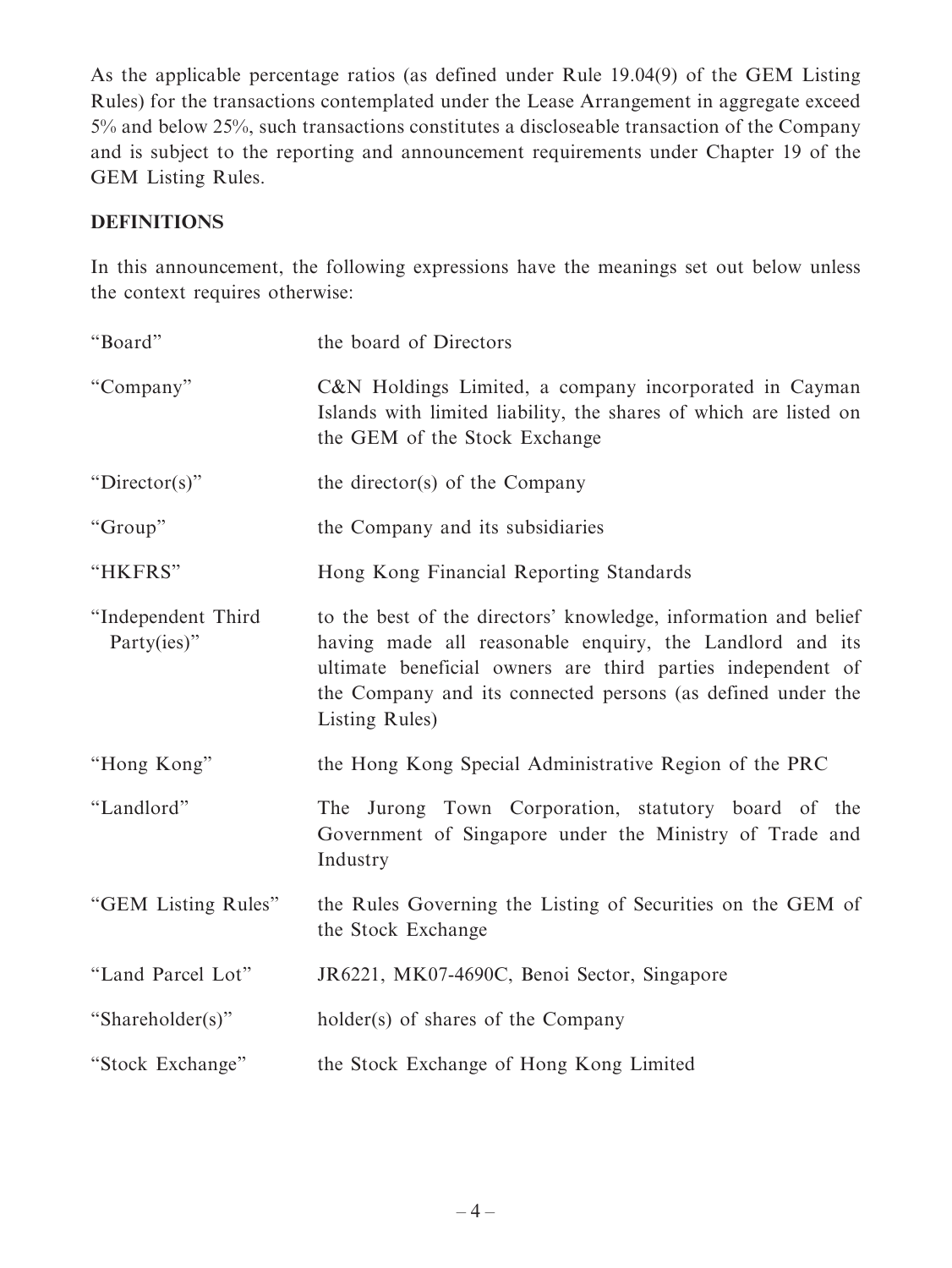As the applicable percentage ratios (as defined under Rule 19.04(9) of the GEM Listing Rules) for the transactions contemplated under the Lease Arrangement in aggregate exceed 5% and below 25%, such transactions constitutes a discloseable transaction of the Company and is subject to the reporting and announcement requirements under Chapter 19 of the GEM Listing Rules.

## DEFINITIONS

In this announcement, the following expressions have the meanings set out below unless the context requires otherwise:

| | |
|---|---|
| "Board" | the board of Directors |
| "Company" | C&N Holdings Limited, a company incorporated in Cayman Islands with limited liability, the shares of which are listed on the GEM of the Stock Exchange |
| "Director(s)" | the director(s) of the Company |
| "Group" | the Company and its subsidiaries |
| "HKFRS" | Hong Kong Financial Reporting Standards |
| "Independent Third Party(ies)" | to the best of the directors' knowledge, information and belief having made all reasonable enquiry, the Landlord and its ultimate beneficial owners are third parties independent of the Company and its connected persons (as defined under the Listing Rules) |
| "Hong Kong" | the Hong Kong Special Administrative Region of the PRC |
| "Landlord" | The Jurong Town Corporation, statutory board of the Government of Singapore under the Ministry of Trade and Industry |
| "GEM Listing Rules" | the Rules Governing the Listing of Securities on the GEM of the Stock Exchange |
| "Land Parcel Lot" | JR6221, MK07-4690C, Benoi Sector, Singapore |
| "Shareholder(s)" | holder(s) of shares of the Company |
| "Stock Exchange" | the Stock Exchange of Hong Kong Limited |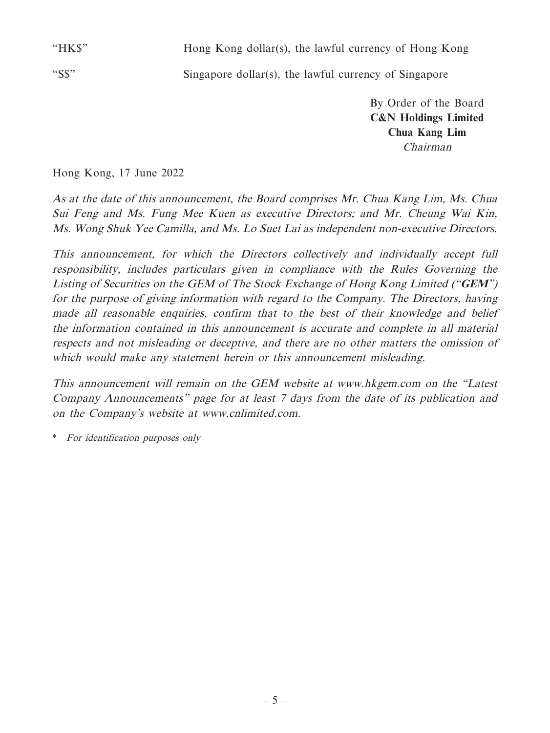| | |
|---|---|
| "HK$" | Hong Kong dollar(s), the lawful currency of Hong Kong |
| "S$" | Singapore dollar(s), the lawful currency of Singapore |

By Order of the Board
**C&N Holdings Limited**
**Chua Kang Lim**
*Chairman*

Hong Kong, 17 June 2022

*As at the date of this announcement, the Board comprises Mr. Chua Kang Lim, Ms. Chua Sui Feng and Ms. Fung Mee Kuen as executive Directors; and Mr. Cheung Wai Kin, Ms. Wong Shuk Yee Camilla, and Ms. Lo Suet Lai as independent non-executive Directors.*

*This announcement, for which the Directors collectively and individually accept full responsibility, includes particulars given in compliance with the Rules Governing the Listing of Securities on the GEM of The Stock Exchange of Hong Kong Limited ("**GEM**") for the purpose of giving information with regard to the Company. The Directors, having made all reasonable enquiries, confirm that to the best of their knowledge and belief the information contained in this announcement is accurate and complete in all material respects and not misleading or deceptive, and there are no other matters the omission of which would make any statement herein or this announcement misleading.*

*This announcement will remain on the GEM website at www.hkgem.com on the "Latest Company Announcements" page for at least 7 days from the date of its publication and on the Company's website at www.cnlimited.com.*

\* *For identification purposes only*